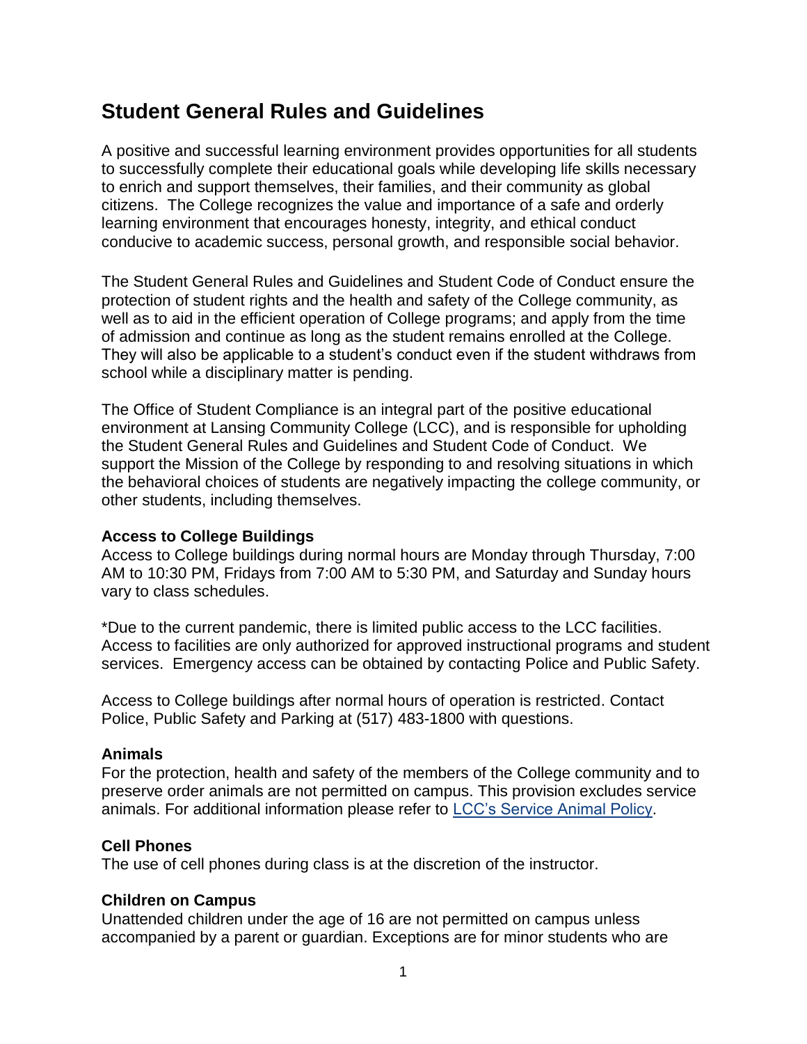# Student General Rules and Guidelines

A positive and successful learning environment provides opportunities for all students to successfully complete their educational goals while developing life skills necessary to enrich and support themselves, their families, and their community as global citizens. The College recognizes the value and importance of a safe and orderly learning environment that encourages honesty, integrity, and ethical conduct conducive to academic success, personal growth, and responsible social behavior.

The Student General Rules and Guidelines and Student Code of Conduct ensure the protection of student rights and the health and safety of the College community, as well as to aid in the efficient operation of College programs; and apply from the time of admission and continue as long as the student remains enrolled at the College. They will also be applicable to a student's conduct even if the student withdraws from school while a disciplinary matter is pending.

The Office of Student Compliance is an integral part of the positive educational environment at Lansing Community College (LCC), and is responsible for upholding the Student General Rules and Guidelines and Student Code of Conduct. We support the Mission of the College by responding to and resolving situations in which the behavioral choices of students are negatively impacting the college community, or other students, including themselves.

### Access to College Buildings

Access to College buildings during normal hours are Monday through Thursday, 7:00 AM to 10:30 PM, Fridays from 7:00 AM to 5:30 PM, and Saturday and Sunday hours vary to class schedules.

*Due to the current pandemic, there is limited public access to the LCC facilities. Access to facilities are only authorized for approved instructional programs and student services. Emergency access can be obtained by contacting Police and Public Safety.

Access to College buildings after normal hours of operation is restricted. Contact Police, Public Safety and Parking at (517) 483-1800 with questions.

### Animals

For the protection, health and safety of the members of the College community and to preserve order animals are not permitted on campus. This provision excludes service animals. For additional information please refer to [LCC's Service Animal Policy](#).

### Cell Phones

The use of cell phones during class is at the discretion of the instructor.

### Children on Campus

Unattended children under the age of 16 are not permitted on campus unless accompanied by a parent or guardian. Exceptions are for minor students who are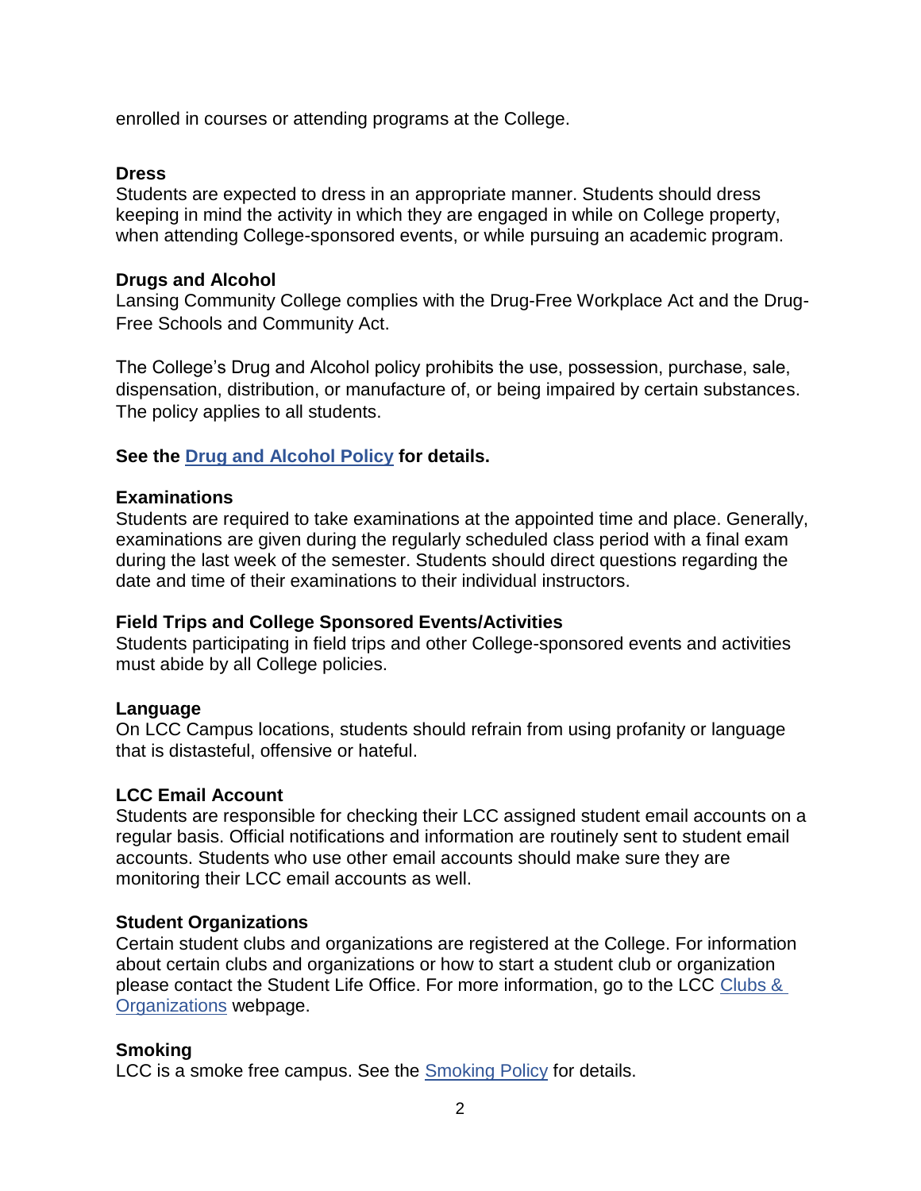enrolled in courses or attending programs at the College.

### Dress

Students are expected to dress in an appropriate manner. Students should dress keeping in mind the activity in which they are engaged in while on College property, when attending College-sponsored events, or while pursuing an academic program.

### Drugs and Alcohol

Lansing Community College complies with the Drug-Free Workplace Act and the Drug-Free Schools and Community Act.

The College's Drug and Alcohol policy prohibits the use, possession, purchase, sale, dispensation, distribution, or manufacture of, or being impaired by certain substances. The policy applies to all students.

**See the Drug and Alcohol Policy for details.**

### Examinations

Students are required to take examinations at the appointed time and place. Generally, examinations are given during the regularly scheduled class period with a final exam during the last week of the semester. Students should direct questions regarding the date and time of their examinations to their individual instructors.

### Field Trips and College Sponsored Events/Activities

Students participating in field trips and other College-sponsored events and activities must abide by all College policies.

### Language

On LCC Campus locations, students should refrain from using profanity or language that is distasteful, offensive or hateful.

### LCC Email Account

Students are responsible for checking their LCC assigned student email accounts on a regular basis. Official notifications and information are routinely sent to student email accounts. Students who use other email accounts should make sure they are monitoring their LCC email accounts as well.

### Student Organizations

Certain student clubs and organizations are registered at the College. For information about certain clubs and organizations or how to start a student club or organization please contact the Student Life Office. For more information, go to the LCC Clubs & Organizations webpage.

### Smoking

LCC is a smoke free campus. See the Smoking Policy for details.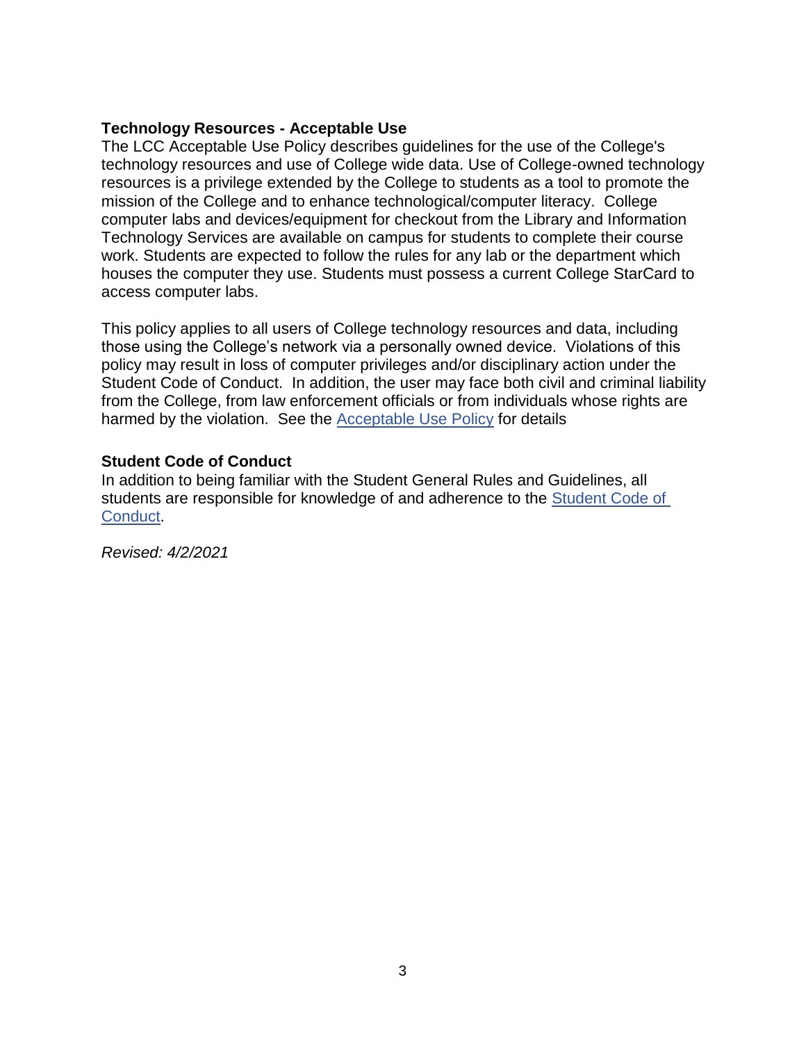**Technology Resources - Acceptable Use**

The LCC Acceptable Use Policy describes guidelines for the use of the College's technology resources and use of College wide data. Use of College-owned technology resources is a privilege extended by the College to students as a tool to promote the mission of the College and to enhance technological/computer literacy. College computer labs and devices/equipment for checkout from the Library and Information Technology Services are available on campus for students to complete their course work. Students are expected to follow the rules for any lab or the department which houses the computer they use. Students must possess a current College StarCard to access computer labs.

This policy applies to all users of College technology resources and data, including those using the College's network via a personally owned device. Violations of this policy may result in loss of computer privileges and/or disciplinary action under the Student Code of Conduct. In addition, the user may face both civil and criminal liability from the College, from law enforcement officials or from individuals whose rights are harmed by the violation. See the Acceptable Use Policy for details

**Student Code of Conduct**

In addition to being familiar with the Student General Rules and Guidelines, all students are responsible for knowledge of and adherence to the Student Code of Conduct.

*Revised: 4/2/2021*